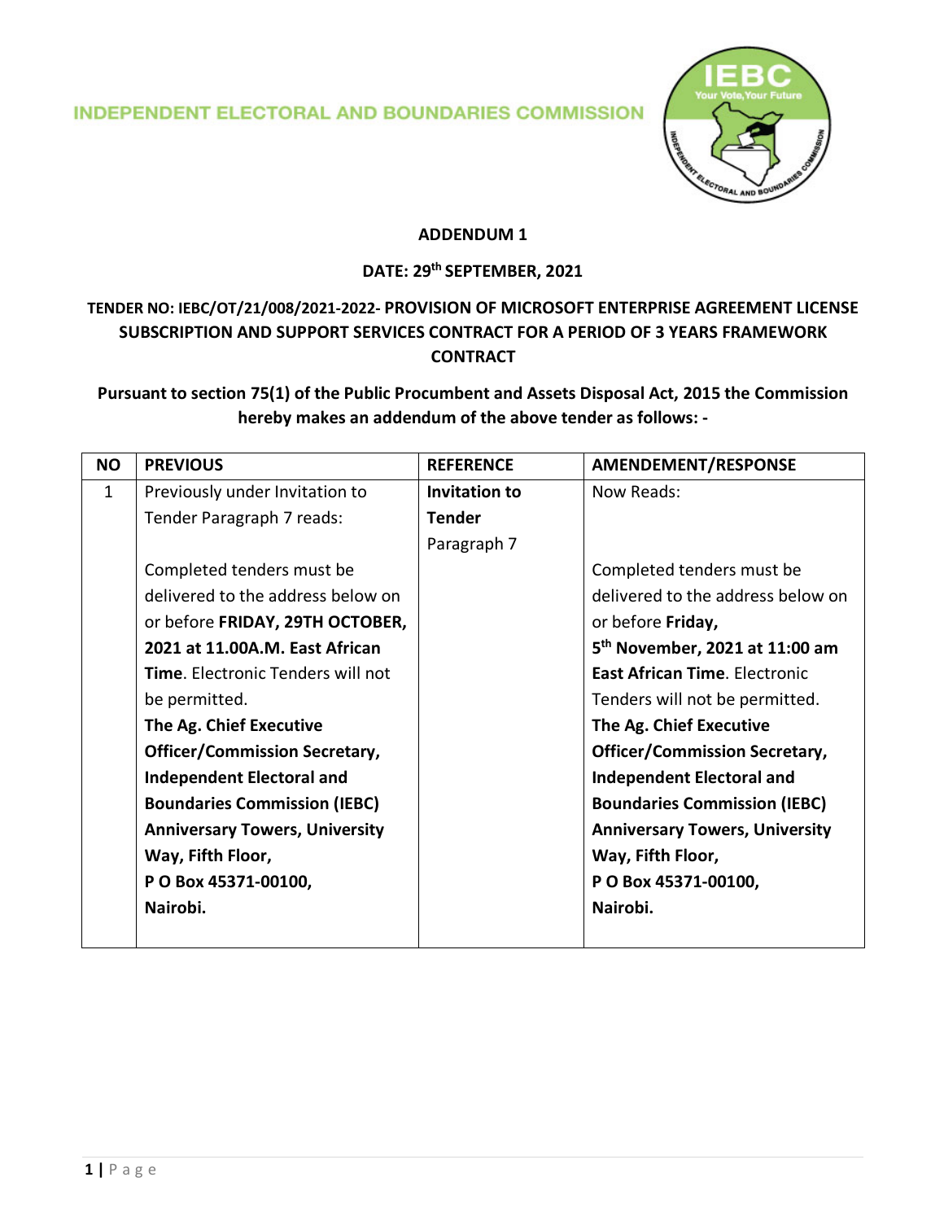INDEPENDENT ELECTORAL AND BOUNDARIES COMMISSION

**ADDENDUM 1**

**DATE: 29th SEPTEMBER, 2021**

**TENDER NO: IEBC/OT/21/008/2021-2022- PROVISION OF MICROSOFT ENTERPRISE AGREEMENT LICENSE SUBSCRIPTION AND SUPPORT SERVICES CONTRACT FOR A PERIOD OF 3 YEARS FRAMEWORK CONTRACT**

**Pursuant to section 75(1) of the Public Procumbent and Assets Disposal Act, 2015 the Commission hereby makes an addendum of the above tender as follows: -**

| NO | PREVIOUS | REFERENCE | AMENDEMENT/RESPONSE |
|---|---|---|---|
| 1 | Previously under Invitation to Tender Paragraph 7 reads:<br><br>Completed tenders must be delivered to the address below on or before **FRIDAY, 29TH OCTOBER, 2021 at 11.00A.M. East African Time**. Electronic Tenders will not be permitted.<br>**The Ag. Chief Executive Officer/Commission Secretary, Independent Electoral and Boundaries Commission (IEBC) Anniversary Towers, University Way, Fifth Floor, P O Box 45371-00100, Nairobi.** | **Invitation to Tender** Paragraph 7 | Now Reads:<br><br>Completed tenders must be delivered to the address below on or before **Friday, 5th November, 2021 at 11:00 am East African Time**. Electronic Tenders will not be permitted.<br>**The Ag. Chief Executive Officer/Commission Secretary, Independent Electoral and Boundaries Commission (IEBC) Anniversary Towers, University Way, Fifth Floor, P O Box 45371-00100, Nairobi.** |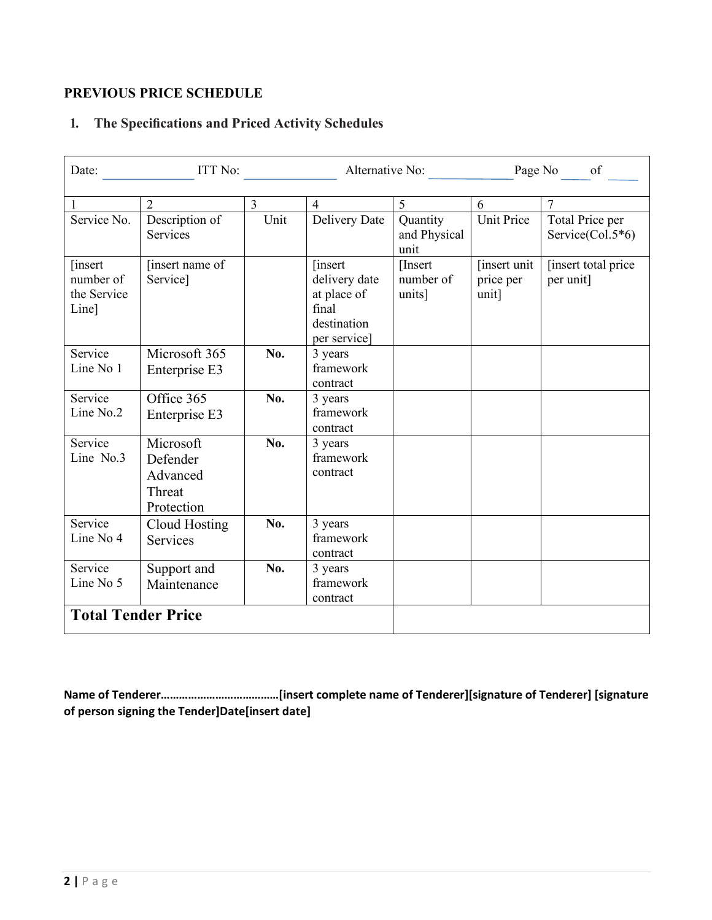**PREVIOUS PRICE SCHEDULE**

**1. The Specifications and Priced Activity Schedules**

| Date: ______________ ITT No: ______________ Alternative No: ______________ Page No ____ of ____ | | | | | | |
|---|---|---|---|---|---|---|
| 1 | 2 | 3 | 4 | 5 | 6 | 7 |
| Service No. | Description of Services | Unit | Delivery Date | Quantity and Physical unit | Unit Price | Total Price per Service(Col.5*6) |
| [insert number of the Service Line] | [insert name of Service] | | [insert delivery date at place of final destination per service] | [Insert number of units] | [insert unit price per unit] | [insert total price per unit] |
| Service Line No 1 | Microsoft 365 Enterprise E3 | **No.** | 3 years framework contract | | | |
| Service Line No.2 | Office 365 Enterprise E3 | **No.** | 3 years framework contract | | | |
| Service Line No.3 | Microsoft Defender Advanced Threat Protection | **No.** | 3 years framework contract | | | |
| Service Line No 4 | Cloud Hosting Services | **No.** | 3 years framework contract | | | |
| Service Line No 5 | Support and Maintenance | **No.** | 3 years framework contract | | | |
| **Total Tender Price** | | | | | | |

**Name of Tenderer……………………………….[insert complete name of Tenderer][signature of Tenderer] [signature of person signing the Tender]Date[insert date]**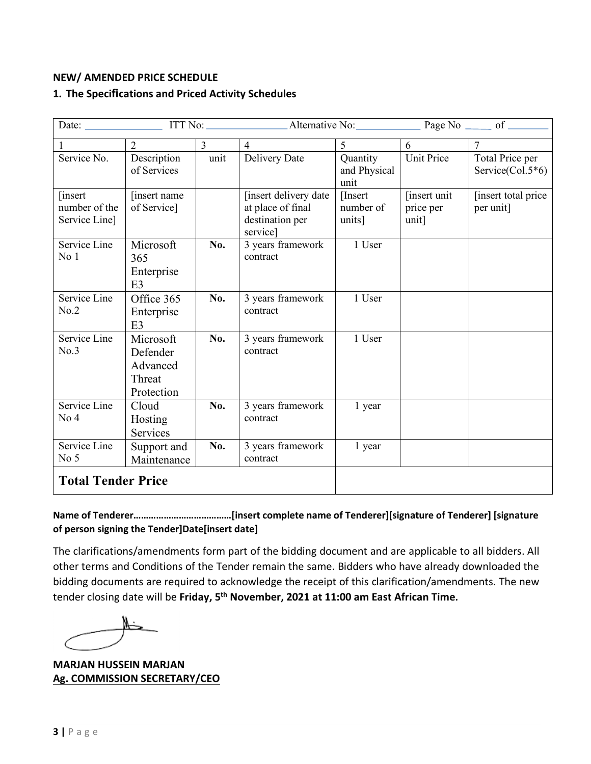**NEW/ AMENDED PRICE SCHEDULE**

**1. The Specifications and Priced Activity Schedules**

| Date: _______________ | ITT No: _______________ | | Alternative No: _____________ | | Page No _____ of ________ | |
|---|---|---|---|---|---|---|
| 1 | 2 | 3 | 4 | 5 | 6 | 7 |
| Service No. | Description of Services | unit | Delivery Date | Quantity and Physical unit | Unit Price | Total Price per Service(Col.5*6) |
| [insert number of the Service Line] | [insert name of Service] | | [insert delivery date at place of final destination per service] | [Insert number of units] | [insert unit price per unit] | [insert total price per unit] |
| Service Line No 1 | Microsoft 365 Enterprise E3 | **No.** | 3 years framework contract | 1 User | | |
| Service Line No.2 | Office 365 Enterprise E3 | **No.** | 3 years framework contract | 1 User | | |
| Service Line No.3 | Microsoft Defender Advanced Threat Protection | **No.** | 3 years framework contract | 1 User | | |
| Service Line No 4 | Cloud Hosting Services | **No.** | 3 years framework contract | 1 year | | |
| Service Line No 5 | Support and Maintenance | **No.** | 3 years framework contract | 1 year | | |
| **Total Tender Price** | | | | | | |

**Name of Tenderer……………………………….[insert complete name of Tenderer][signature of Tenderer] [signature of person signing the Tender]Date[insert date]**

The clarifications/amendments form part of the bidding document and are applicable to all bidders. All other terms and Conditions of the Tender remain the same. Bidders who have already downloaded the bidding documents are required to acknowledge the receipt of this clarification/amendments. The new tender closing date will be **Friday, 5th November, 2021 at 11:00 am East African Time.**

**MARJAN HUSSEIN MARJAN**
**Ag. COMMISSION SECRETARY/CEO**